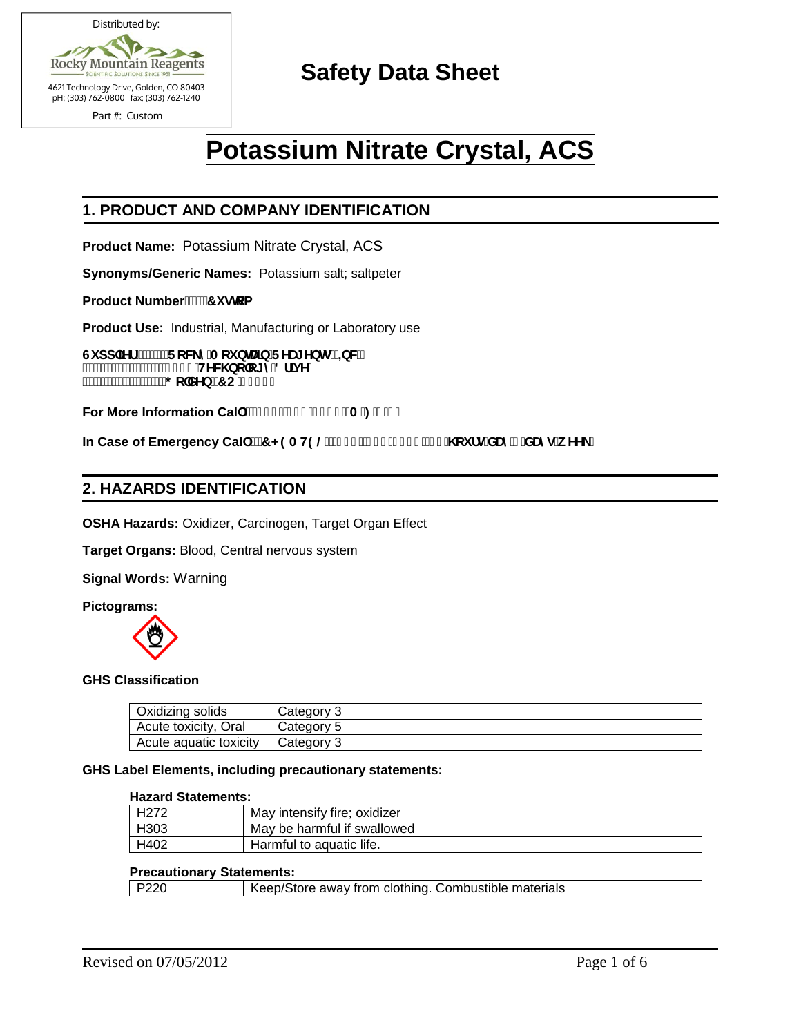Distributed by:

Rocky Mountain Reagents
SCIENTIFIC SOLUTIONS SINCE 1951

4621 Technology Drive, Golden, CO 80403
pH: (303) 762-0800 fax: (303) 762-1240

Part #: Custom

# Safety Data Sheet

# Potassium Nitrate Crystal, ACS

## 1. PRODUCT AND COMPANY IDENTIFICATION

**Product Name:** Potassium Nitrate Crystal, ACS

**Synonyms/Generic Names:** Potassium salt; saltpeter

**Product Number:** Custom

**Product Use:** Industrial, Manufacturing or Laboratory use

**Supplier:** Rocky Mountain Reagents, Inc.
4621 Technology Drive
Golden, CO 80403

**For More Information Call:** M-F

**In Case of Emergency Call:** CHEMTEL hours/day, days/week

## 2. HAZARDS IDENTIFICATION

**OSHA Hazards:** Oxidizer, Carcinogen, Target Organ Effect

**Target Organs:** Blood, Central nervous system

**Signal Words:** Warning

**Pictograms:**

**GHS Classification**

| Oxidizing solids | Category 3 |
|---|---|
| Acute toxicity, Oral | Category 5 |
| Acute aquatic toxicity | Category 3 |

**GHS Label Elements, including precautionary statements:**

**Hazard Statements:**

| H272 | May intensify fire; oxidizer |
|---|---|
| H303 | May be harmful if swallowed |
| H402 | Harmful to aquatic life. |

**Precautionary Statements:**

| P220 | Keep/Store away from clothing. Combustible materials |
|---|---|

Revised on 07/05/2012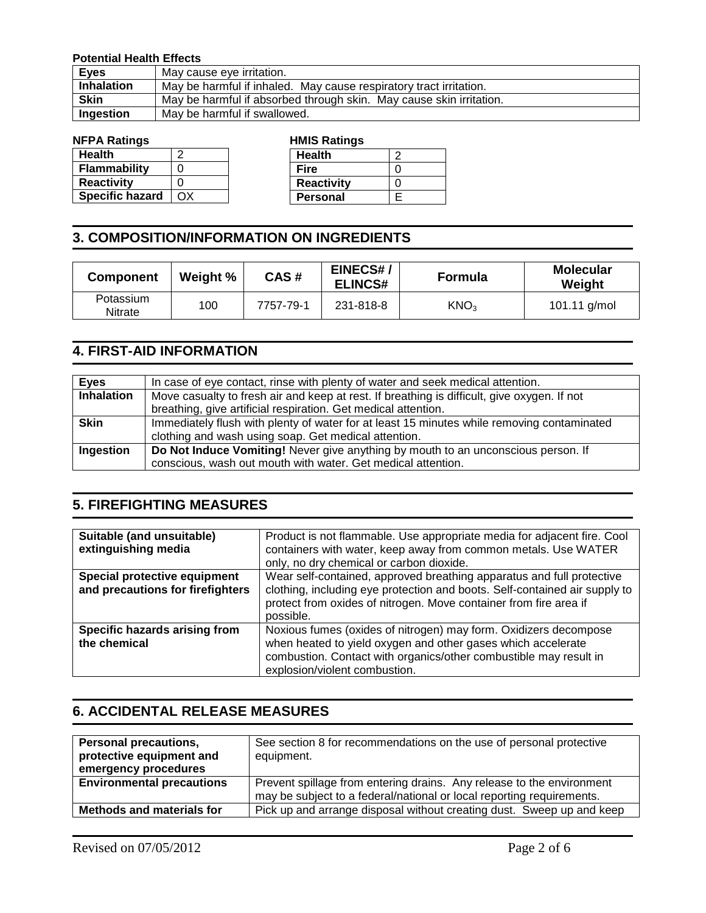**Potential Health Effects**

| | |
|---|---|
| **Eyes** | May cause eye irritation. |
| **Inhalation** | May be harmful if inhaled. May cause respiratory tract irritation. |
| **Skin** | May be harmful if absorbed through skin. May cause skin irritation. |
| **Ingestion** | May be harmful if swallowed. |

**NFPA Ratings**

| | |
|---|---|
| **Health** | 2 |
| **Flammability** | 0 |
| **Reactivity** | 0 |
| **Specific hazard** | OX |

**HMIS Ratings**

| | |
|---|---|
| **Health** | 2 |
| **Fire** | 0 |
| **Reactivity** | 0 |
| **Personal** | E |

## 3. COMPOSITION/INFORMATION ON INGREDIENTS

| Component | Weight % | CAS # | EINECS# / ELINCS# | Formula | Molecular Weight |
|---|---|---|---|---|---|
| Potassium Nitrate | 100 | 7757-79-1 | 231-818-8 | $KNO_3$ | 101.11 g/mol |

## 4. FIRST-AID INFORMATION

| | |
|---|---|
| **Eyes** | In case of eye contact, rinse with plenty of water and seek medical attention. |
| **Inhalation** | Move casualty to fresh air and keep at rest. If breathing is difficult, give oxygen. If not breathing, give artificial respiration. Get medical attention. |
| **Skin** | Immediately flush with plenty of water for at least 15 minutes while removing contaminated clothing and wash using soap. Get medical attention. |
| **Ingestion** | **Do Not Induce Vomiting!** Never give anything by mouth to an unconscious person. If conscious, wash out mouth with water. Get medical attention. |

## 5. FIREFIGHTING MEASURES

| | |
|---|---|
| **Suitable (and unsuitable) extinguishing media** | Product is not flammable. Use appropriate media for adjacent fire. Cool containers with water, keep away from common metals. Use WATER only, no dry chemical or carbon dioxide. |
| **Special protective equipment and precautions for firefighters** | Wear self-contained, approved breathing apparatus and full protective clothing, including eye protection and boots. Self-contained air supply to protect from oxides of nitrogen. Move container from fire area if possible. |
| **Specific hazards arising from the chemical** | Noxious fumes (oxides of nitrogen) may form. Oxidizers decompose when heated to yield oxygen and other gases which accelerate combustion. Contact with organics/other combustible may result in explosion/violent combustion. |

## 6. ACCIDENTAL RELEASE MEASURES

| | |
|---|---|
| **Personal precautions, protective equipment and emergency procedures** | See section 8 for recommendations on the use of personal protective equipment. |
| **Environmental precautions** | Prevent spillage from entering drains. Any release to the environment may be subject to a federal/national or local reporting requirements. |
| **Methods and materials for** | Pick up and arrange disposal without creating dust. Sweep up and keep |

Revised on 07/05/2012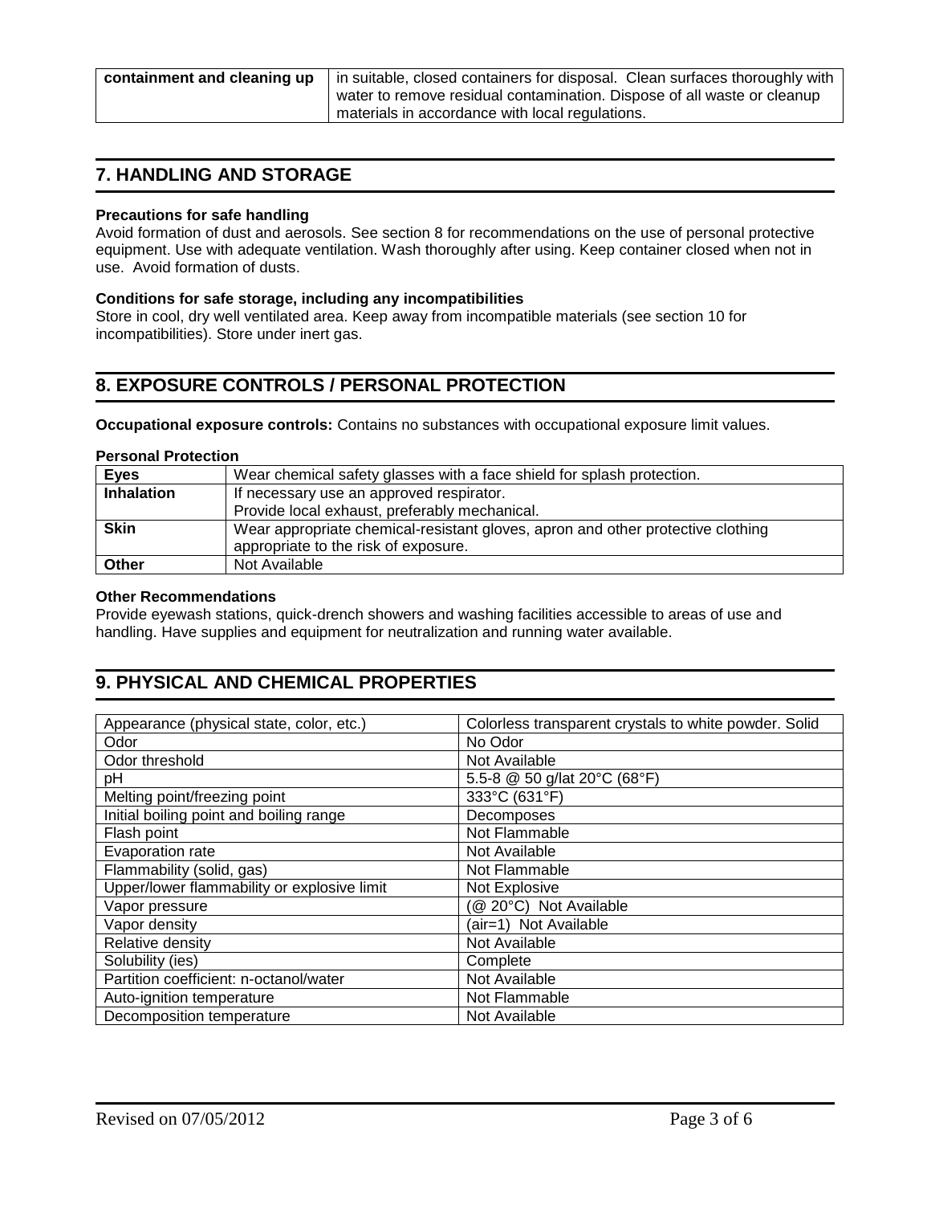| containment and cleaning up | in suitable, closed containers for disposal. Clean surfaces thoroughly with water to remove residual contamination. Dispose of all waste or cleanup materials in accordance with local regulations. |
|---|---|

## 7. HANDLING AND STORAGE

**Precautions for safe handling**

Avoid formation of dust and aerosols. See section 8 for recommendations on the use of personal protective equipment. Use with adequate ventilation. Wash thoroughly after using. Keep container closed when not in use. Avoid formation of dusts.

**Conditions for safe storage, including any incompatibilities**

Store in cool, dry well ventilated area. Keep away from incompatible materials (see section 10 for incompatibilities). Store under inert gas.

## 8. EXPOSURE CONTROLS / PERSONAL PROTECTION

**Occupational exposure controls:** Contains no substances with occupational exposure limit values.

**Personal Protection**

| **Eyes** | Wear chemical safety glasses with a face shield for splash protection. |
|---|---|
| **Inhalation** | If necessary use an approved respirator. Provide local exhaust, preferably mechanical. |
| **Skin** | Wear appropriate chemical-resistant gloves, apron and other protective clothing appropriate to the risk of exposure. |
| **Other** | Not Available |

**Other Recommendations**

Provide eyewash stations, quick-drench showers and washing facilities accessible to areas of use and handling. Have supplies and equipment for neutralization and running water available.

## 9. PHYSICAL AND CHEMICAL PROPERTIES

| Appearance (physical state, color, etc.) | Colorless transparent crystals to white powder. Solid |
|---|---|
| Odor | No Odor |
| Odor threshold | Not Available |
| pH | 5.5-8 @ 50 g/lat 20°C (68°F) |
| Melting point/freezing point | 333°C (631°F) |
| Initial boiling point and boiling range | Decomposes |
| Flash point | Not Flammable |
| Evaporation rate | Not Available |
| Flammability (solid, gas) | Not Flammable |
| Upper/lower flammability or explosive limit | Not Explosive |
| Vapor pressure | (@ 20°C) Not Available |
| Vapor density | (air=1) Not Available |
| Relative density | Not Available |
| Solubility (ies) | Complete |
| Partition coefficient: n-octanol/water | Not Available |
| Auto-ignition temperature | Not Flammable |
| Decomposition temperature | Not Available |

Revised on 07/05/2012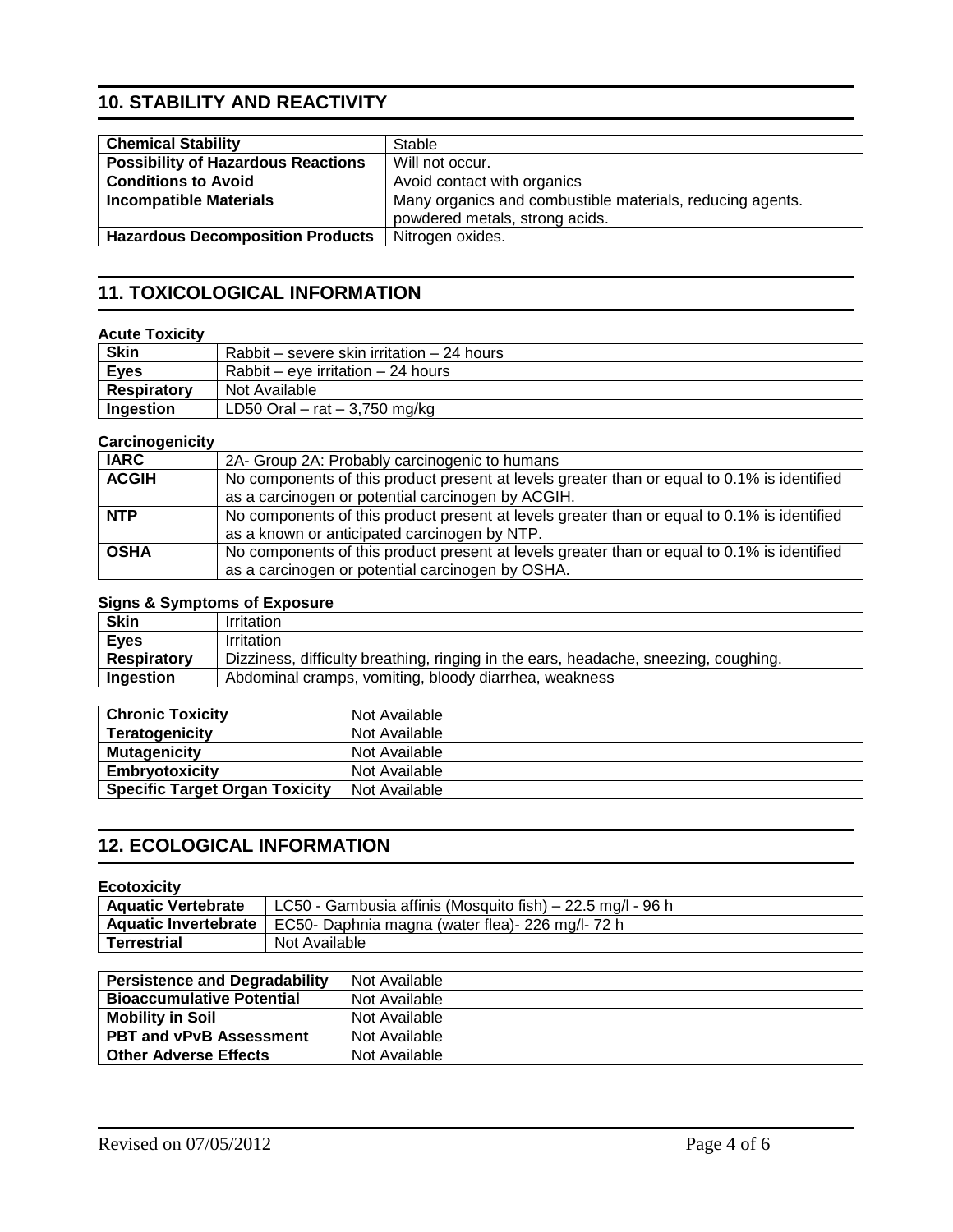## 10. STABILITY AND REACTIVITY

| | |
|---|---|
| **Chemical Stability** | Stable |
| **Possibility of Hazardous Reactions** | Will not occur. |
| **Conditions to Avoid** | Avoid contact with organics |
| **Incompatible Materials** | Many organics and combustible materials, reducing agents. powdered metals, strong acids. |
| **Hazardous Decomposition Products** | Nitrogen oxides. |

## 11. TOXICOLOGICAL INFORMATION

**Acute Toxicity**

| | |
|---|---|
| **Skin** | Rabbit – severe skin irritation – 24 hours |
| **Eyes** | Rabbit – eye irritation – 24 hours |
| **Respiratory** | Not Available |
| **Ingestion** | LD50 Oral – rat – 3,750 mg/kg |

**Carcinogenicity**

| | |
|---|---|
| **IARC** | 2A- Group 2A: Probably carcinogenic to humans |
| **ACGIH** | No components of this product present at levels greater than or equal to 0.1% is identified as a carcinogen or potential carcinogen by ACGIH. |
| **NTP** | No components of this product present at levels greater than or equal to 0.1% is identified as a known or anticipated carcinogen by NTP. |
| **OSHA** | No components of this product present at levels greater than or equal to 0.1% is identified as a carcinogen or potential carcinogen by OSHA. |

**Signs & Symptoms of Exposure**

| | |
|---|---|
| **Skin** | Irritation |
| **Eyes** | Irritation |
| **Respiratory** | Dizziness, difficulty breathing, ringing in the ears, headache, sneezing, coughing. |
| **Ingestion** | Abdominal cramps, vomiting, bloody diarrhea, weakness |

| | |
|---|---|
| **Chronic Toxicity** | Not Available |
| **Teratogenicity** | Not Available |
| **Mutagenicity** | Not Available |
| **Embryotoxicity** | Not Available |
| **Specific Target Organ Toxicity** | Not Available |

## 12. ECOLOGICAL INFORMATION

**Ecotoxicity**

| | |
|---|---|
| **Aquatic Vertebrate** | LC50 - Gambusia affinis (Mosquito fish) – 22.5 mg/l - 96 h |
| **Aquatic Invertebrate** | EC50- Daphnia magna (water flea)- 226 mg/l- 72 h |
| **Terrestrial** | Not Available |

| | |
|---|---|
| **Persistence and Degradability** | Not Available |
| **Bioaccumulative Potential** | Not Available |
| **Mobility in Soil** | Not Available |
| **PBT and vPvB Assessment** | Not Available |
| **Other Adverse Effects** | Not Available |

Revised on 07/05/2012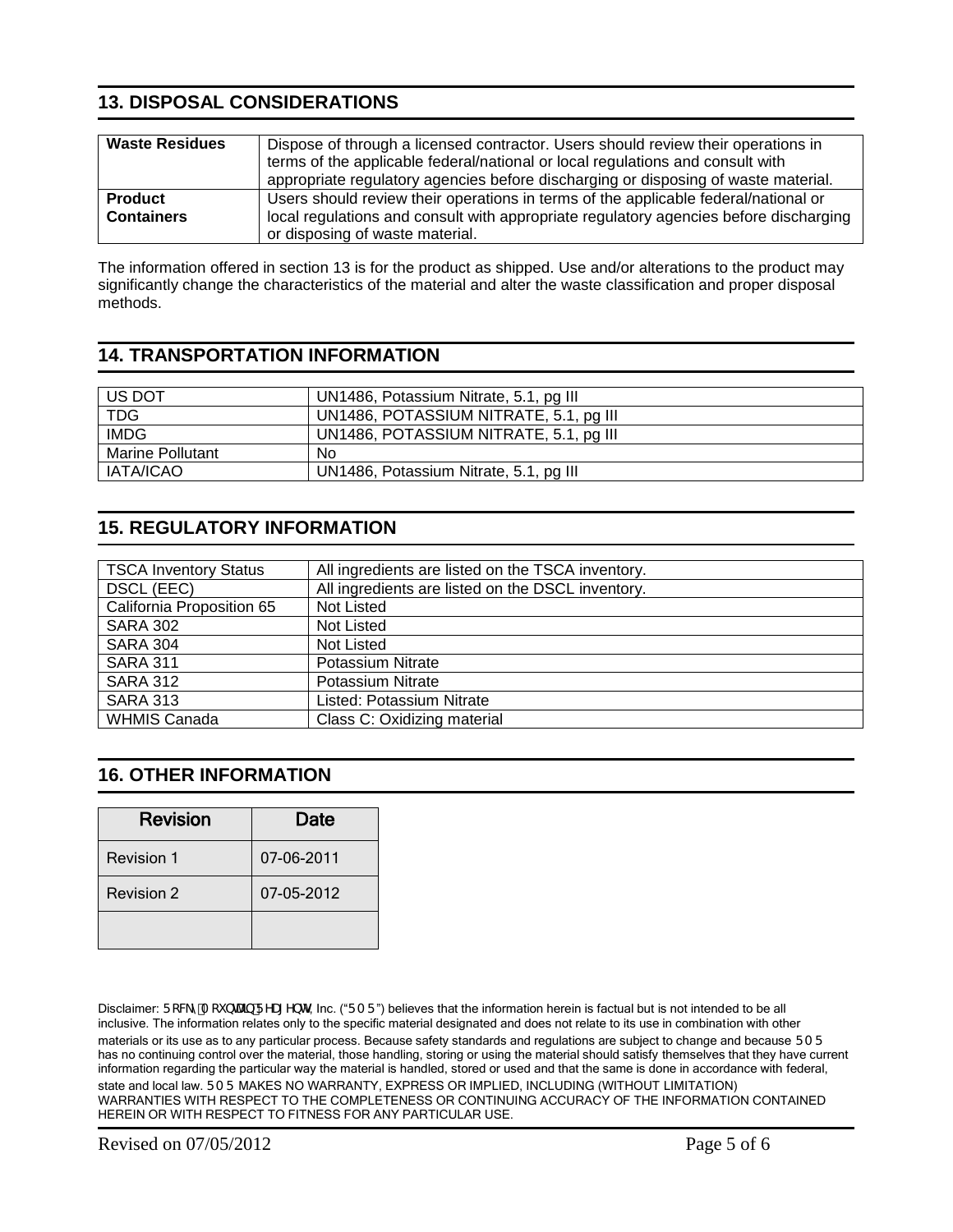## 13. DISPOSAL CONSIDERATIONS

| | |
|---|---|
| **Waste Residues** | Dispose of through a licensed contractor. Users should review their operations in terms of the applicable federal/national or local regulations and consult with appropriate regulatory agencies before discharging or disposing of waste material. |
| **Product Containers** | Users should review their operations in terms of the applicable federal/national or local regulations and consult with appropriate regulatory agencies before discharging or disposing of waste material. |

The information offered in section 13 is for the product as shipped. Use and/or alterations to the product may significantly change the characteristics of the material and alter the waste classification and proper disposal methods.

## 14. TRANSPORTATION INFORMATION

| | |
|---|---|
| US DOT | UN1486, Potassium Nitrate, 5.1, pg III |
| TDG | UN1486, POTASSIUM NITRATE, 5.1, pg III |
| IMDG | UN1486, POTASSIUM NITRATE, 5.1, pg III |
| Marine Pollutant | No |
| IATA/ICAO | UN1486, Potassium Nitrate, 5.1, pg III |

## 15. REGULATORY INFORMATION

| | |
|---|---|
| TSCA Inventory Status | All ingredients are listed on the TSCA inventory. |
| DSCL (EEC) | All ingredients are listed on the DSCL inventory. |
| California Proposition 65 | Not Listed |
| SARA 302 | Not Listed |
| SARA 304 | Not Listed |
| SARA 311 | Potassium Nitrate |
| SARA 312 | Potassium Nitrate |
| SARA 313 | Listed: Potassium Nitrate |
| WHMIS Canada | Class C: Oxidizing material |

## 16. OTHER INFORMATION

| Revision | Date |
|---|---|
| Revision 1 | 07-06-2011 |
| Revision 2 | 07-05-2012 |
| | |

Disclaimer: 5RFN\ 0RXQWDLQ 5HDJHQWV, Inc. ("505") believes that the information herein is factual but is not intended to be all inclusive. The information relates only to the specific material designated and does not relate to its use in combination with other materials or its use as to any particular process. Because safety standards and regulations are subject to change and because 505 has no continuing control over the material, those handling, storing or using the material should satisfy themselves that they have current information regarding the particular way the material is handled, stored or used and that the same is done in accordance with federal, state and local law. 505 MAKES NO WARRANTY, EXPRESS OR IMPLIED, INCLUDING (WITHOUT LIMITATION) WARRANTIES WITH RESPECT TO THE COMPLETENESS OR CONTINUING ACCURACY OF THE INFORMATION CONTAINED HEREIN OR WITH RESPECT TO FITNESS FOR ANY PARTICULAR USE.